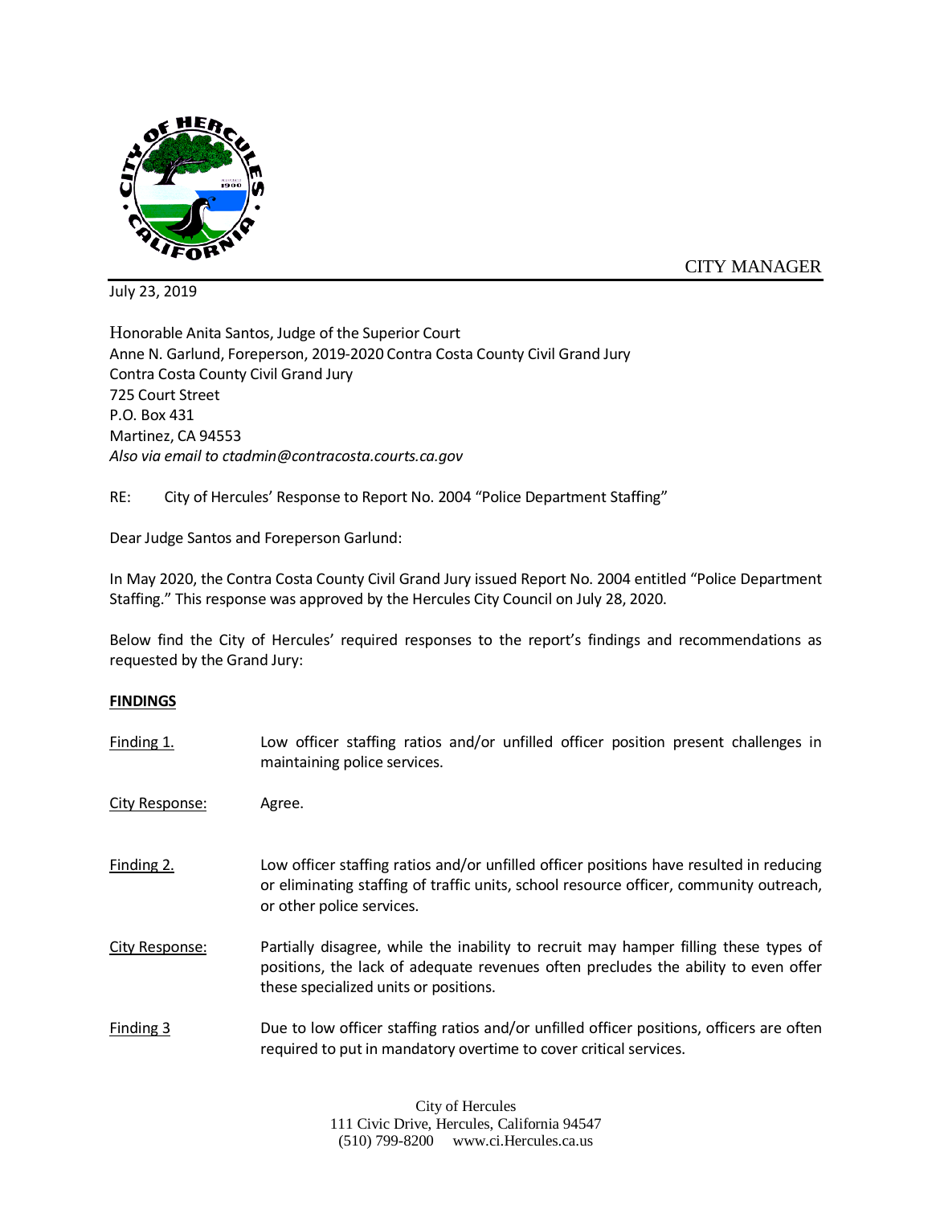CITY MANAGER

July 23, 2019

Honorable Anita Santos, Judge of the Superior Court
Anne N. Garlund, Foreperson, 2019-2020 Contra Costa County Civil Grand Jury
Contra Costa County Civil Grand Jury
725 Court Street
P.O. Box 431
Martinez, CA 94553
*Also via email to ctadmin@contracosta.courts.ca.gov*

RE: City of Hercules' Response to Report No. 2004 "Police Department Staffing"

Dear Judge Santos and Foreperson Garlund:

In May 2020, the Contra Costa County Civil Grand Jury issued Report No. 2004 entitled "Police Department Staffing." This response was approved by the Hercules City Council on July 28, 2020.

Below find the City of Hercules' required responses to the report's findings and recommendations as requested by the Grand Jury:

**FINDINGS**

Finding 1. Low officer staffing ratios and/or unfilled officer position present challenges in maintaining police services.

City Response: Agree.

Finding 2. Low officer staffing ratios and/or unfilled officer positions have resulted in reducing or eliminating staffing of traffic units, school resource officer, community outreach, or other police services.

City Response: Partially disagree, while the inability to recruit may hamper filling these types of positions, the lack of adequate revenues often precludes the ability to even offer these specialized units or positions.

Finding 3 Due to low officer staffing ratios and/or unfilled officer positions, officers are often required to put in mandatory overtime to cover critical services.

City of Hercules
111 Civic Drive, Hercules, California 94547
(510) 799-8200 www.ci.Hercules.ca.us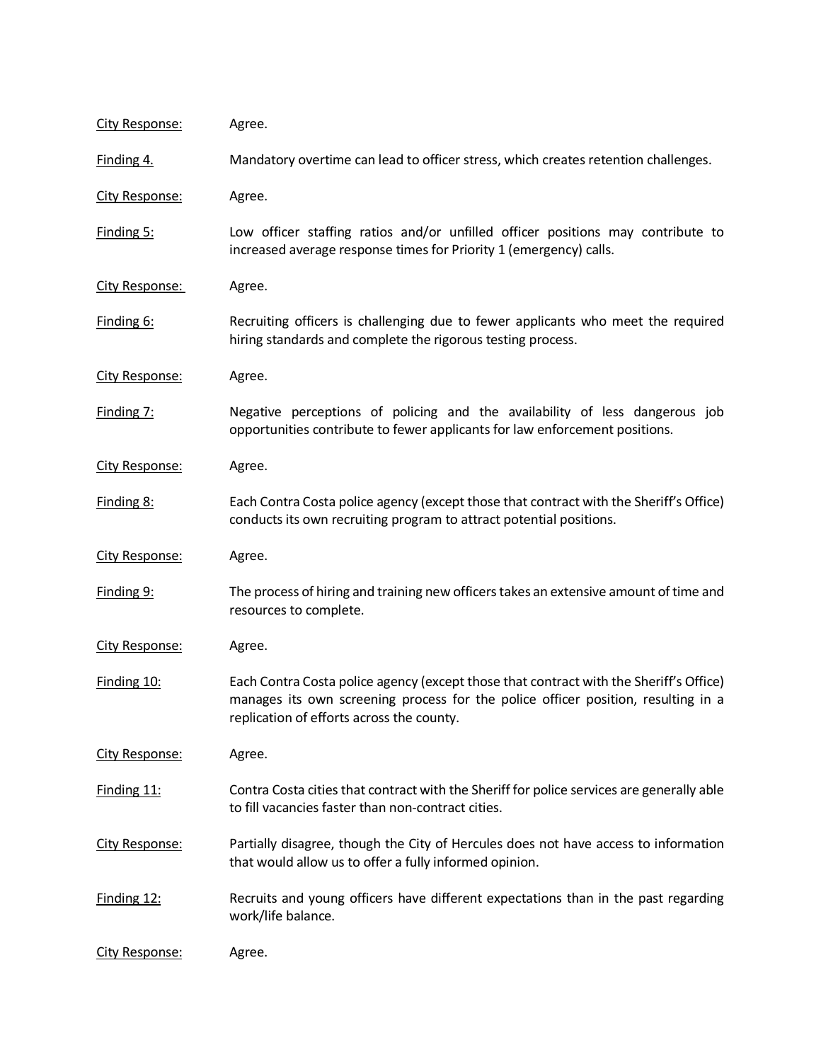City Response: Agree.

Finding 4. Mandatory overtime can lead to officer stress, which creates retention challenges.

City Response: Agree.

Finding 5: Low officer staffing ratios and/or unfilled officer positions may contribute to increased average response times for Priority 1 (emergency) calls.

City Response: Agree.

Finding 6: Recruiting officers is challenging due to fewer applicants who meet the required hiring standards and complete the rigorous testing process.

City Response: Agree.

Finding 7: Negative perceptions of policing and the availability of less dangerous job opportunities contribute to fewer applicants for law enforcement positions.

City Response: Agree.

Finding 8: Each Contra Costa police agency (except those that contract with the Sheriff's Office) conducts its own recruiting program to attract potential positions.

City Response: Agree.

Finding 9: The process of hiring and training new officers takes an extensive amount of time and resources to complete.

City Response: Agree.

Finding 10: Each Contra Costa police agency (except those that contract with the Sheriff's Office) manages its own screening process for the police officer position, resulting in a replication of efforts across the county.

City Response: Agree.

Finding 11: Contra Costa cities that contract with the Sheriff for police services are generally able to fill vacancies faster than non-contract cities.

City Response: Partially disagree, though the City of Hercules does not have access to information that would allow us to offer a fully informed opinion.

Finding 12: Recruits and young officers have different expectations than in the past regarding work/life balance.

City Response: Agree.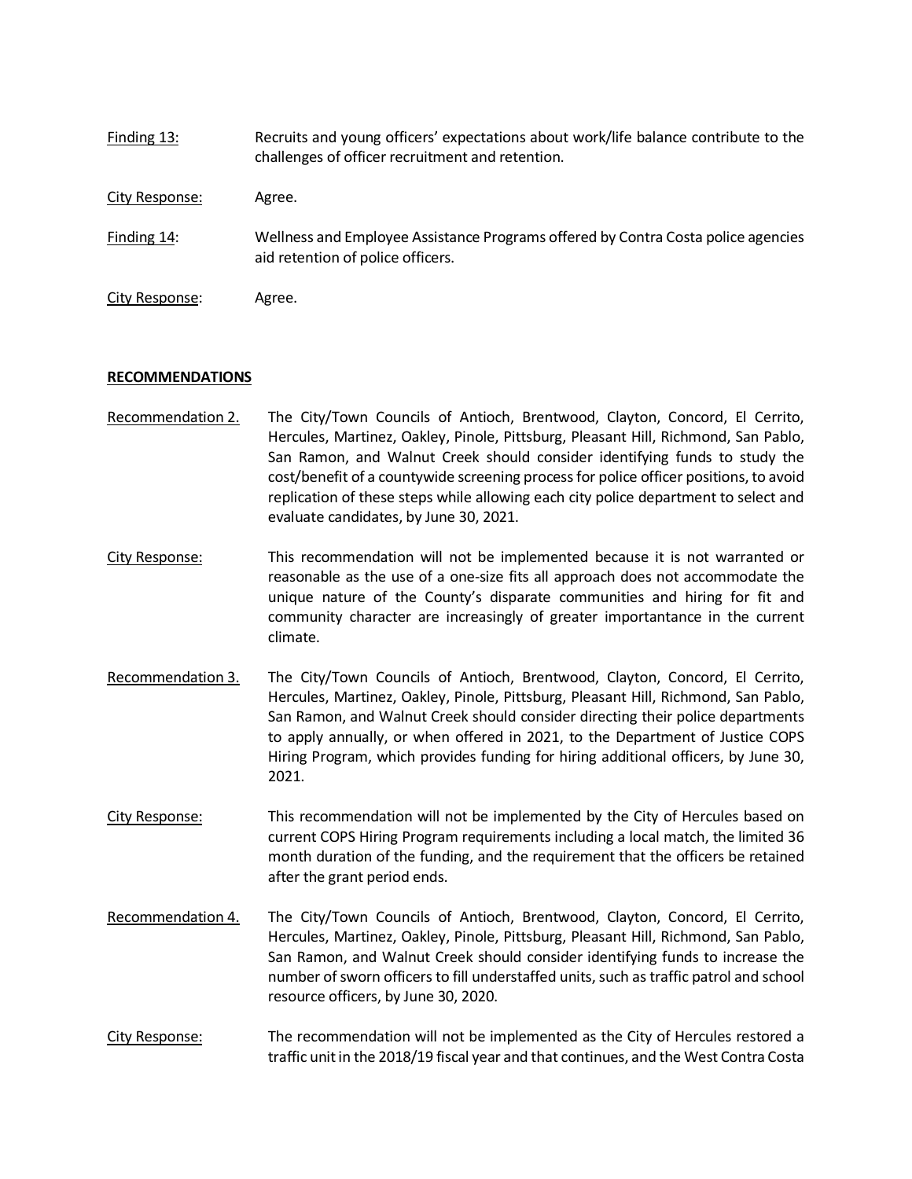Finding 13: Recruits and young officers' expectations about work/life balance contribute to the challenges of officer recruitment and retention.

City Response: Agree.

Finding 14: Wellness and Employee Assistance Programs offered by Contra Costa police agencies aid retention of police officers.

City Response: Agree.

**RECOMMENDATIONS**

Recommendation 2. The City/Town Councils of Antioch, Brentwood, Clayton, Concord, El Cerrito, Hercules, Martinez, Oakley, Pinole, Pittsburg, Pleasant Hill, Richmond, San Pablo, San Ramon, and Walnut Creek should consider identifying funds to study the cost/benefit of a countywide screening process for police officer positions, to avoid replication of these steps while allowing each city police department to select and evaluate candidates, by June 30, 2021.

City Response: This recommendation will not be implemented because it is not warranted or reasonable as the use of a one-size fits all approach does not accommodate the unique nature of the County's disparate communities and hiring for fit and community character are increasingly of greater importantance in the current climate.

Recommendation 3. The City/Town Councils of Antioch, Brentwood, Clayton, Concord, El Cerrito, Hercules, Martinez, Oakley, Pinole, Pittsburg, Pleasant Hill, Richmond, San Pablo, San Ramon, and Walnut Creek should consider directing their police departments to apply annually, or when offered in 2021, to the Department of Justice COPS Hiring Program, which provides funding for hiring additional officers, by June 30, 2021.

City Response: This recommendation will not be implemented by the City of Hercules based on current COPS Hiring Program requirements including a local match, the limited 36 month duration of the funding, and the requirement that the officers be retained after the grant period ends.

Recommendation 4. The City/Town Councils of Antioch, Brentwood, Clayton, Concord, El Cerrito, Hercules, Martinez, Oakley, Pinole, Pittsburg, Pleasant Hill, Richmond, San Pablo, San Ramon, and Walnut Creek should consider identifying funds to increase the number of sworn officers to fill understaffed units, such as traffic patrol and school resource officers, by June 30, 2020.

City Response: The recommendation will not be implemented as the City of Hercules restored a traffic unit in the 2018/19 fiscal year and that continues, and the West Contra Costa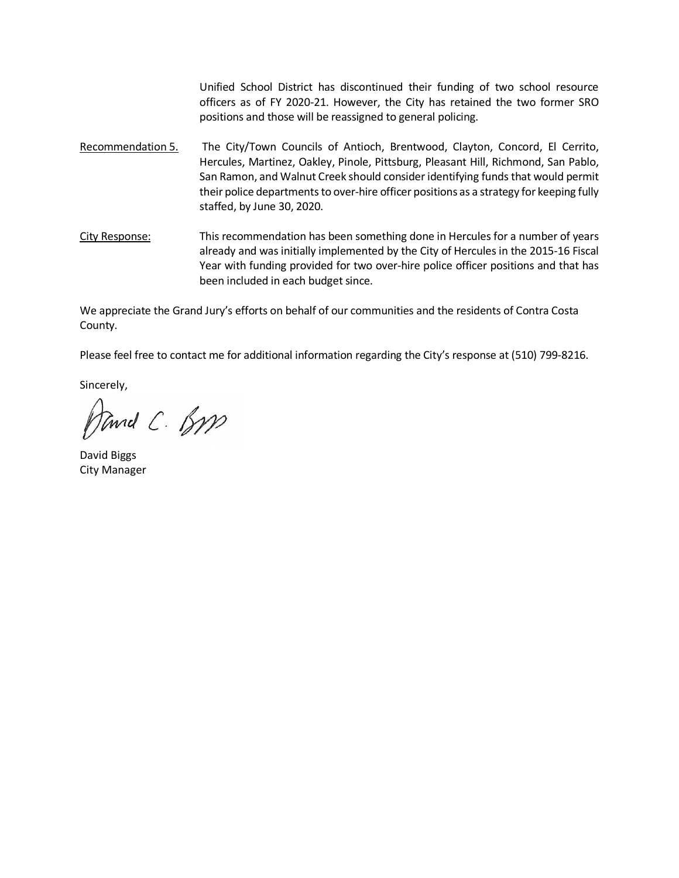Unified School District has discontinued their funding of two school resource officers as of FY 2020-21. However, the City has retained the two former SRO positions and those will be reassigned to general policing.

<u>Recommendation 5.</u> The City/Town Councils of Antioch, Brentwood, Clayton, Concord, El Cerrito, Hercules, Martinez, Oakley, Pinole, Pittsburg, Pleasant Hill, Richmond, San Pablo, San Ramon, and Walnut Creek should consider identifying funds that would permit their police departments to over-hire officer positions as a strategy for keeping fully staffed, by June 30, 2020.

<u>City Response:</u> This recommendation has been something done in Hercules for a number of years already and was initially implemented by the City of Hercules in the 2015-16 Fiscal Year with funding provided for two over-hire police officer positions and that has been included in each budget since.

We appreciate the Grand Jury's efforts on behalf of our communities and the residents of Contra Costa County.

Please feel free to contact me for additional information regarding the City's response at (510) 799-8216.

Sincerely,

David C. Biggs

David Biggs
City Manager